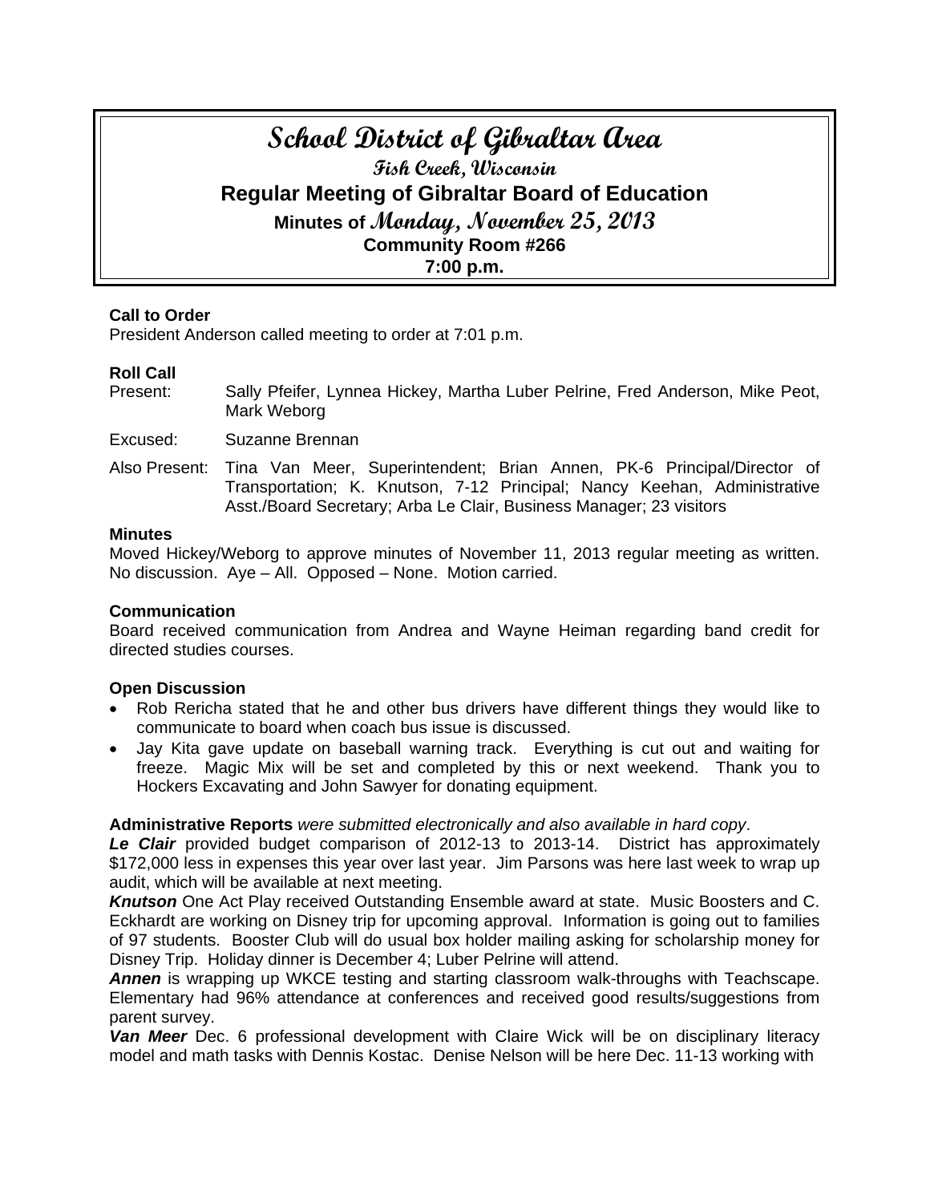# School District of Gibraltar Area

## Fish Creek, Wisconsin

## Regular Meeting of Gibraltar Board of Education

### Minutes of Monday, November 25, 2013

### Community Room #266

### 7:00 p.m.

**Call to Order**

President Anderson called meeting to order at 7:01 p.m.

**Roll Call**

Present: Sally Pfeifer, Lynnea Hickey, Martha Luber Pelrine, Fred Anderson, Mike Peot, Mark Weborg

Excused: Suzanne Brennan

Also Present: Tina Van Meer, Superintendent; Brian Annen, PK-6 Principal/Director of Transportation; K. Knutson, 7-12 Principal; Nancy Keehan, Administrative Asst./Board Secretary; Arba Le Clair, Business Manager; 23 visitors

**Minutes**

Moved Hickey/Weborg to approve minutes of November 11, 2013 regular meeting as written. No discussion. Aye – All. Opposed – None. Motion carried.

**Communication**

Board received communication from Andrea and Wayne Heiman regarding band credit for directed studies courses.

**Open Discussion**

- Rob Rericha stated that he and other bus drivers have different things they would like to communicate to board when coach bus issue is discussed.
- Jay Kita gave update on baseball warning track. Everything is cut out and waiting for freeze. Magic Mix will be set and completed by this or next weekend. Thank you to Hockers Excavating and John Sawyer for donating equipment.

**Administrative Reports** *were submitted electronically and also available in hard copy*.

***Le Clair*** provided budget comparison of 2012-13 to 2013-14. District has approximately $172,000 less in expenses this year over last year. Jim Parsons was here last week to wrap up audit, which will be available at next meeting.

***Knutson*** One Act Play received Outstanding Ensemble award at state. Music Boosters and C. Eckhardt are working on Disney trip for upcoming approval. Information is going out to families of 97 students. Booster Club will do usual box holder mailing asking for scholarship money for Disney Trip. Holiday dinner is December 4; Luber Pelrine will attend.

***Annen*** is wrapping up WKCE testing and starting classroom walk-throughs with Teachscape. Elementary had 96% attendance at conferences and received good results/suggestions from parent survey.

***Van Meer*** Dec. 6 professional development with Claire Wick will be on disciplinary literacy model and math tasks with Dennis Kostac. Denise Nelson will be here Dec. 11-13 working with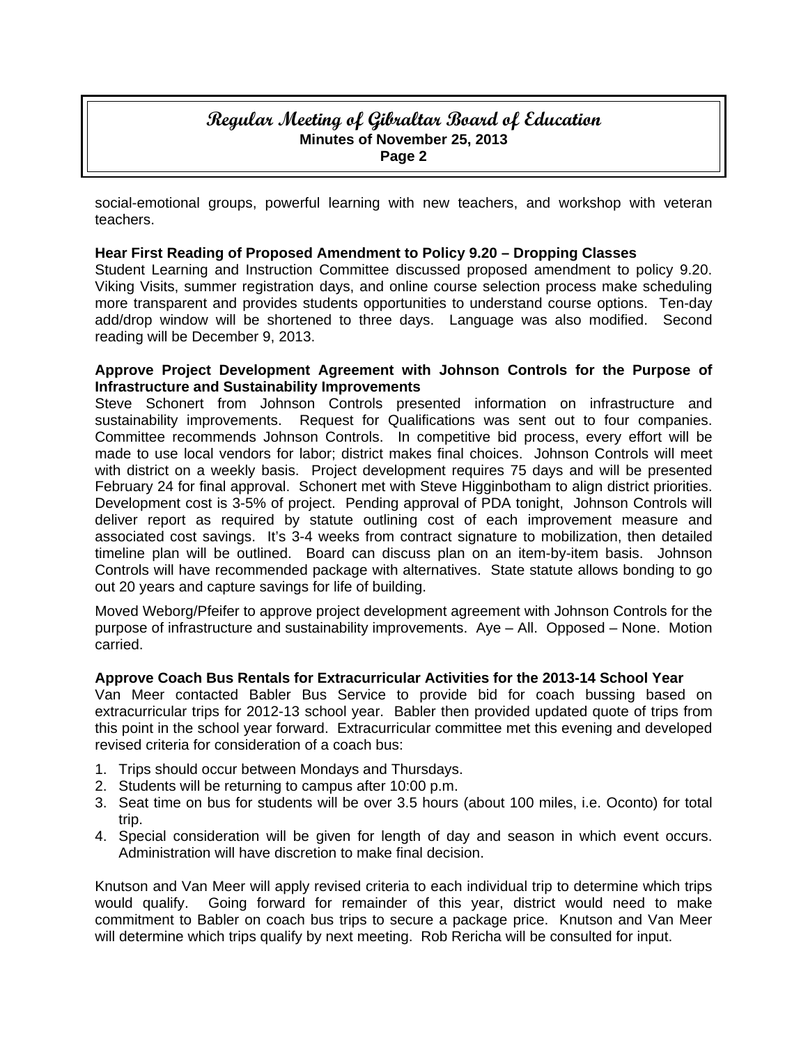social-emotional groups, powerful learning with new teachers, and workshop with veteran teachers.

**Hear First Reading of Proposed Amendment to Policy 9.20 – Dropping Classes**

Student Learning and Instruction Committee discussed proposed amendment to policy 9.20. Viking Visits, summer registration days, and online course selection process make scheduling more transparent and provides students opportunities to understand course options. Ten-day add/drop window will be shortened to three days. Language was also modified. Second reading will be December 9, 2013.

**Approve Project Development Agreement with Johnson Controls for the Purpose of Infrastructure and Sustainability Improvements**

Steve Schonert from Johnson Controls presented information on infrastructure and sustainability improvements. Request for Qualifications was sent out to four companies. Committee recommends Johnson Controls. In competitive bid process, every effort will be made to use local vendors for labor; district makes final choices. Johnson Controls will meet with district on a weekly basis. Project development requires 75 days and will be presented February 24 for final approval. Schonert met with Steve Higginbotham to align district priorities. Development cost is 3-5% of project. Pending approval of PDA tonight, Johnson Controls will deliver report as required by statute outlining cost of each improvement measure and associated cost savings. It's 3-4 weeks from contract signature to mobilization, then detailed timeline plan will be outlined. Board can discuss plan on an item-by-item basis. Johnson Controls will have recommended package with alternatives. State statute allows bonding to go out 20 years and capture savings for life of building.

Moved Weborg/Pfeifer to approve project development agreement with Johnson Controls for the purpose of infrastructure and sustainability improvements. Aye – All. Opposed – None. Motion carried.

**Approve Coach Bus Rentals for Extracurricular Activities for the 2013-14 School Year**

Van Meer contacted Babler Bus Service to provide bid for coach bussing based on extracurricular trips for 2012-13 school year. Babler then provided updated quote of trips from this point in the school year forward. Extracurricular committee met this evening and developed revised criteria for consideration of a coach bus:

1. Trips should occur between Mondays and Thursdays.
2. Students will be returning to campus after 10:00 p.m.
3. Seat time on bus for students will be over 3.5 hours (about 100 miles, i.e. Oconto) for total trip.
4. Special consideration will be given for length of day and season in which event occurs. Administration will have discretion to make final decision.

Knutson and Van Meer will apply revised criteria to each individual trip to determine which trips would qualify. Going forward for remainder of this year, district would need to make commitment to Babler on coach bus trips to secure a package price. Knutson and Van Meer will determine which trips qualify by next meeting. Rob Rericha will be consulted for input.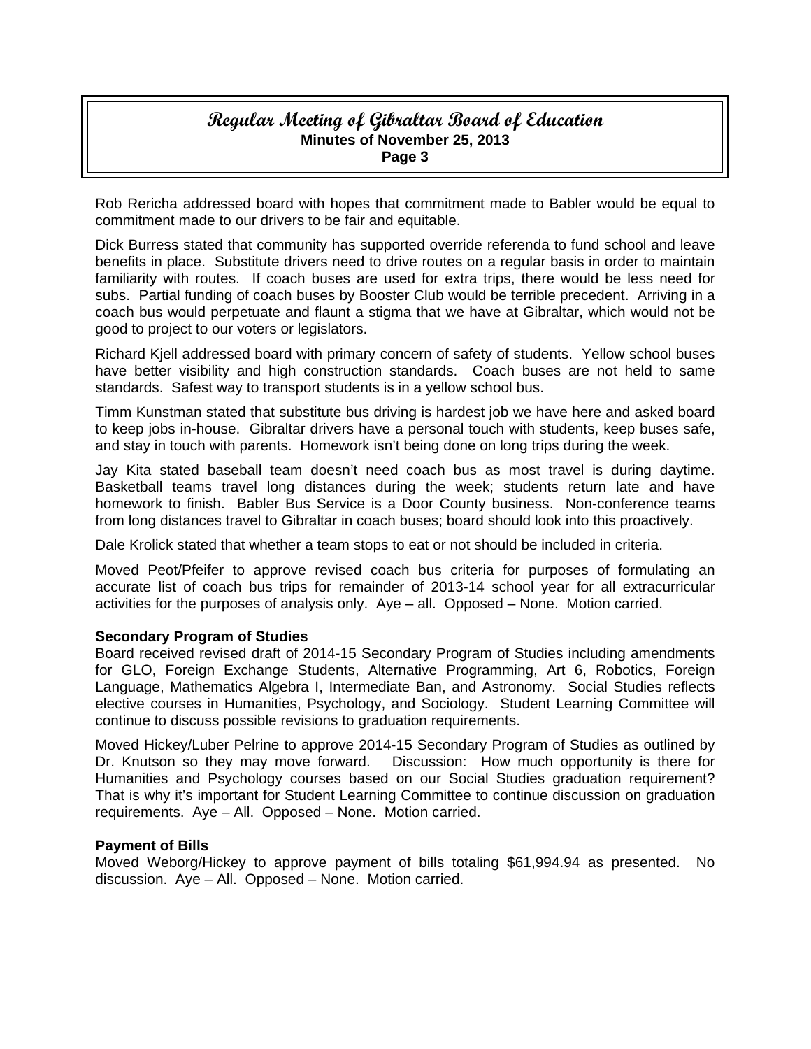Rob Rericha addressed board with hopes that commitment made to Babler would be equal to commitment made to our drivers to be fair and equitable.

Dick Burress stated that community has supported override referenda to fund school and leave benefits in place. Substitute drivers need to drive routes on a regular basis in order to maintain familiarity with routes. If coach buses are used for extra trips, there would be less need for subs. Partial funding of coach buses by Booster Club would be terrible precedent. Arriving in a coach bus would perpetuate and flaunt a stigma that we have at Gibraltar, which would not be good to project to our voters or legislators.

Richard Kjell addressed board with primary concern of safety of students. Yellow school buses have better visibility and high construction standards. Coach buses are not held to same standards. Safest way to transport students is in a yellow school bus.

Timm Kunstman stated that substitute bus driving is hardest job we have here and asked board to keep jobs in-house. Gibraltar drivers have a personal touch with students, keep buses safe, and stay in touch with parents. Homework isn't being done on long trips during the week.

Jay Kita stated baseball team doesn't need coach bus as most travel is during daytime. Basketball teams travel long distances during the week; students return late and have homework to finish. Babler Bus Service is a Door County business. Non-conference teams from long distances travel to Gibraltar in coach buses; board should look into this proactively.

Dale Krolick stated that whether a team stops to eat or not should be included in criteria.

Moved Peot/Pfeifer to approve revised coach bus criteria for purposes of formulating an accurate list of coach bus trips for remainder of 2013-14 school year for all extracurricular activities for the purposes of analysis only. Aye – all. Opposed – None. Motion carried.

**Secondary Program of Studies**

Board received revised draft of 2014-15 Secondary Program of Studies including amendments for GLO, Foreign Exchange Students, Alternative Programming, Art 6, Robotics, Foreign Language, Mathematics Algebra I, Intermediate Ban, and Astronomy. Social Studies reflects elective courses in Humanities, Psychology, and Sociology. Student Learning Committee will continue to discuss possible revisions to graduation requirements.

Moved Hickey/Luber Pelrine to approve 2014-15 Secondary Program of Studies as outlined by Dr. Knutson so they may move forward. Discussion: How much opportunity is there for Humanities and Psychology courses based on our Social Studies graduation requirement? That is why it's important for Student Learning Committee to continue discussion on graduation requirements. Aye – All. Opposed – None. Motion carried.

**Payment of Bills**

Moved Weborg/Hickey to approve payment of bills totaling $61,994.94 as presented. No discussion. Aye – All. Opposed – None. Motion carried.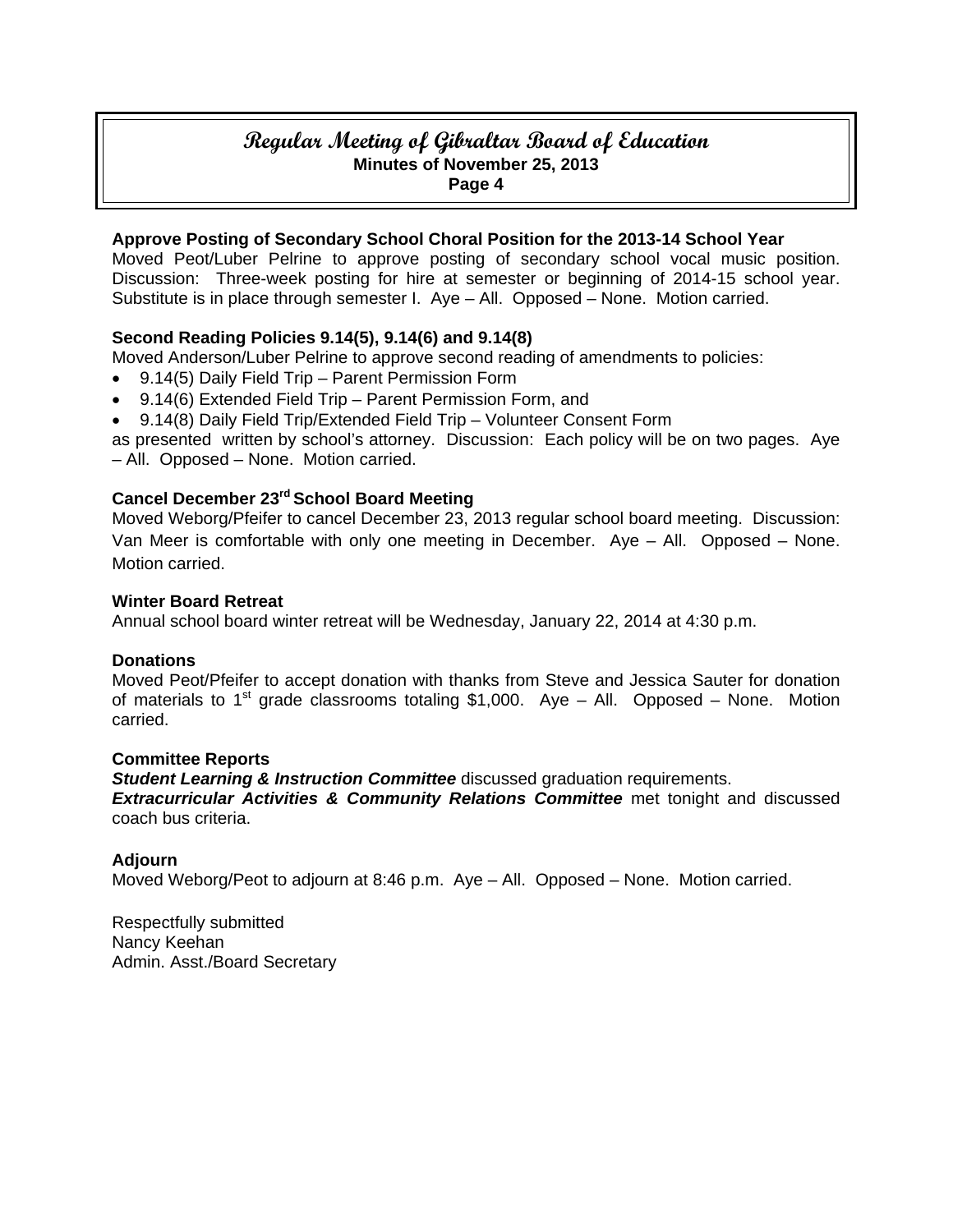**Approve Posting of Secondary School Choral Position for the 2013-14 School Year**

Moved Peot/Luber Pelrine to approve posting of secondary school vocal music position. Discussion: Three-week posting for hire at semester or beginning of 2014-15 school year. Substitute is in place through semester I. Aye – All. Opposed – None. Motion carried.

**Second Reading Policies 9.14(5), 9.14(6) and 9.14(8)**

Moved Anderson/Luber Pelrine to approve second reading of amendments to policies:

- 9.14(5) Daily Field Trip – Parent Permission Form
- 9.14(6) Extended Field Trip – Parent Permission Form, and
- 9.14(8) Daily Field Trip/Extended Field Trip – Volunteer Consent Form

as presented written by school's attorney. Discussion: Each policy will be on two pages. Aye – All. Opposed – None. Motion carried.

**Cancel December 23rd School Board Meeting**

Moved Weborg/Pfeifer to cancel December 23, 2013 regular school board meeting. Discussion: Van Meer is comfortable with only one meeting in December. Aye – All. Opposed – None. Motion carried.

**Winter Board Retreat**

Annual school board winter retreat will be Wednesday, January 22, 2014 at 4:30 p.m.

**Donations**

Moved Peot/Pfeifer to accept donation with thanks from Steve and Jessica Sauter for donation of materials to 1st grade classrooms totaling $1,000. Aye – All. Opposed – None. Motion carried.

**Committee Reports**

***Student Learning & Instruction Committee*** discussed graduation requirements.

***Extracurricular Activities & Community Relations Committee*** met tonight and discussed coach bus criteria.

**Adjourn**

Moved Weborg/Peot to adjourn at 8:46 p.m. Aye – All. Opposed – None. Motion carried.

Respectfully submitted
Nancy Keehan
Admin. Asst./Board Secretary